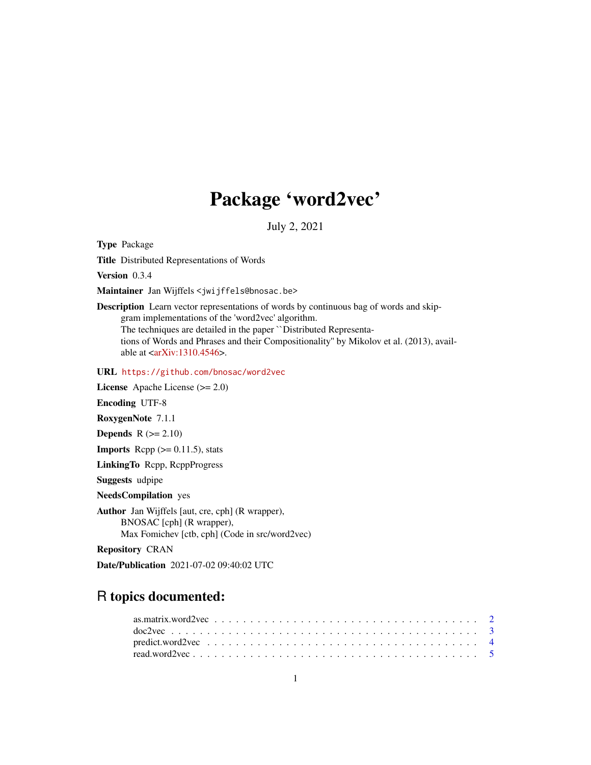# Package 'word2vec'

July 2, 2021

**Type** Package

**Title** Distributed Representations of Words

**Version** 0.3.4

**Maintainer** Jan Wijffels <jwijffels@bnosac.be>

**Description** Learn vector representations of words by continuous bag of words and skip-gram implementations of the 'word2vec' algorithm.
The techniques are detailed in the paper ``Distributed Representations of Words and Phrases and their Compositionality'' by Mikolov et al. (2013), available at <arXiv:1310.4546>.

**URL** https://github.com/bnosac/word2vec

**License** Apache License (>= 2.0)

**Encoding** UTF-8

**RoxygenNote** 7.1.1

**Depends** R (>= 2.10)

**Imports** Rcpp (>= 0.11.5), stats

**LinkingTo** Rcpp, RcppProgress

**Suggests** udpipe

**NeedsCompilation** yes

**Author** Jan Wijffels [aut, cre, cph] (R wrapper),
BNOSAC [cph] (R wrapper),
Max Fomichev [ctb, cph] (Code in src/word2vec)

**Repository** CRAN

**Date/Publication** 2021-07-02 09:40:02 UTC

## R topics documented:

as.matrix.word2vec . . . . . . . . . . . . . . . . . . . . . . . . . . . . . . . . . . . 2
doc2vec . . . . . . . . . . . . . . . . . . . . . . . . . . . . . . . . . . . . . . . . 3
predict.word2vec . . . . . . . . . . . . . . . . . . . . . . . . . . . . . . . . . . . . 4
read.word2vec . . . . . . . . . . . . . . . . . . . . . . . . . . . . . . . . . . . . . 5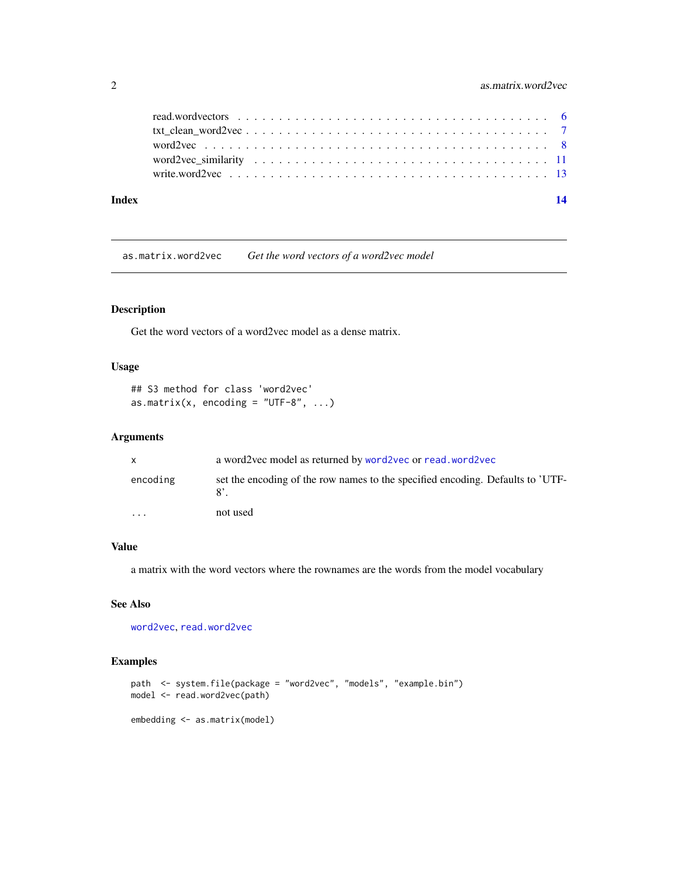read.wordvectors . . . . . . . . . . . . . . . . . . . . . . . . . . . . . . . . . . . . 6
txt_clean_word2vec . . . . . . . . . . . . . . . . . . . . . . . . . . . . . . . . . . . 7
word2vec . . . . . . . . . . . . . . . . . . . . . . . . . . . . . . . . . . . . . . . . 8
word2vec_similarity . . . . . . . . . . . . . . . . . . . . . . . . . . . . . . . . . . 11
write.word2vec . . . . . . . . . . . . . . . . . . . . . . . . . . . . . . . . . . . . . 13

**Index** **14**

---

## as.matrix.word2vec — *Get the word vectors of a word2vec model*

### Description

Get the word vectors of a word2vec model as a dense matrix.

### Usage

```
## S3 method for class 'word2vec'
as.matrix(x, encoding = "UTF-8", ...)
```

### Arguments

| | |
|---|---|
| x | a word2vec model as returned by `word2vec` or `read.word2vec` |
| encoding | set the encoding of the row names to the specified encoding. Defaults to 'UTF-8'. |
| ... | not used |

### Value

a matrix with the word vectors where the rownames are the words from the model vocabulary

### See Also

`word2vec`, `read.word2vec`

### Examples

```
path  <- system.file(package = "word2vec", "models", "example.bin")
model <- read.word2vec(path)

embedding <- as.matrix(model)
```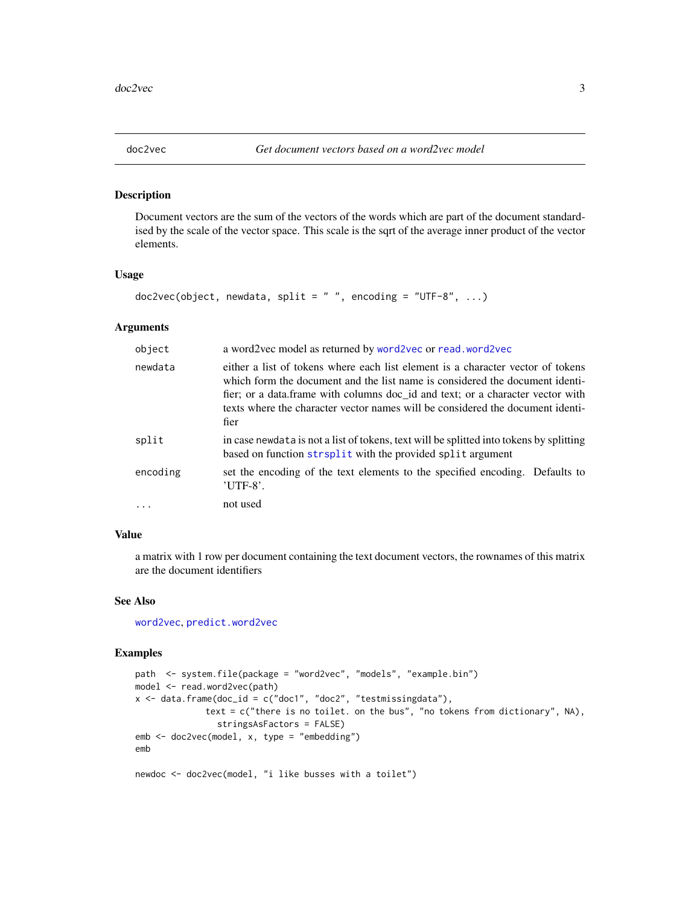doc2vec — *Get document vectors based on a word2vec model*

## Description

Document vectors are the sum of the vectors of the words which are part of the document standardised by the scale of the vector space. This scale is the sqrt of the average inner product of the vector elements.

## Usage

```
doc2vec(object, newdata, split = " ", encoding = "UTF-8", ...)
```

## Arguments

| | |
|---|---|
| object | a word2vec model as returned by word2vec or read.word2vec |
| newdata | either a list of tokens where each list element is a character vector of tokens which form the document and the list name is considered the document identifier; or a data.frame with columns doc_id and text; or a character vector with texts where the character vector names will be considered the document identifier |
| split | in case newdata is not a list of tokens, text will be splitted into tokens by splitting based on function strsplit with the provided split argument |
| encoding | set the encoding of the text elements to the specified encoding. Defaults to 'UTF-8'. |
| ... | not used |

## Value

a matrix with 1 row per document containing the text document vectors, the rownames of this matrix are the document identifiers

## See Also

word2vec, predict.word2vec

## Examples

```
path  <- system.file(package = "word2vec", "models", "example.bin")
model <- read.word2vec(path)
x <- data.frame(doc_id = c("doc1", "doc2", "testmissingdata"),
                text = c("there is no toilet. on the bus", "no tokens from dictionary", NA),
                  stringsAsFactors = FALSE)
emb <- doc2vec(model, x, type = "embedding")
emb

newdoc <- doc2vec(model, "i like busses with a toilet")
```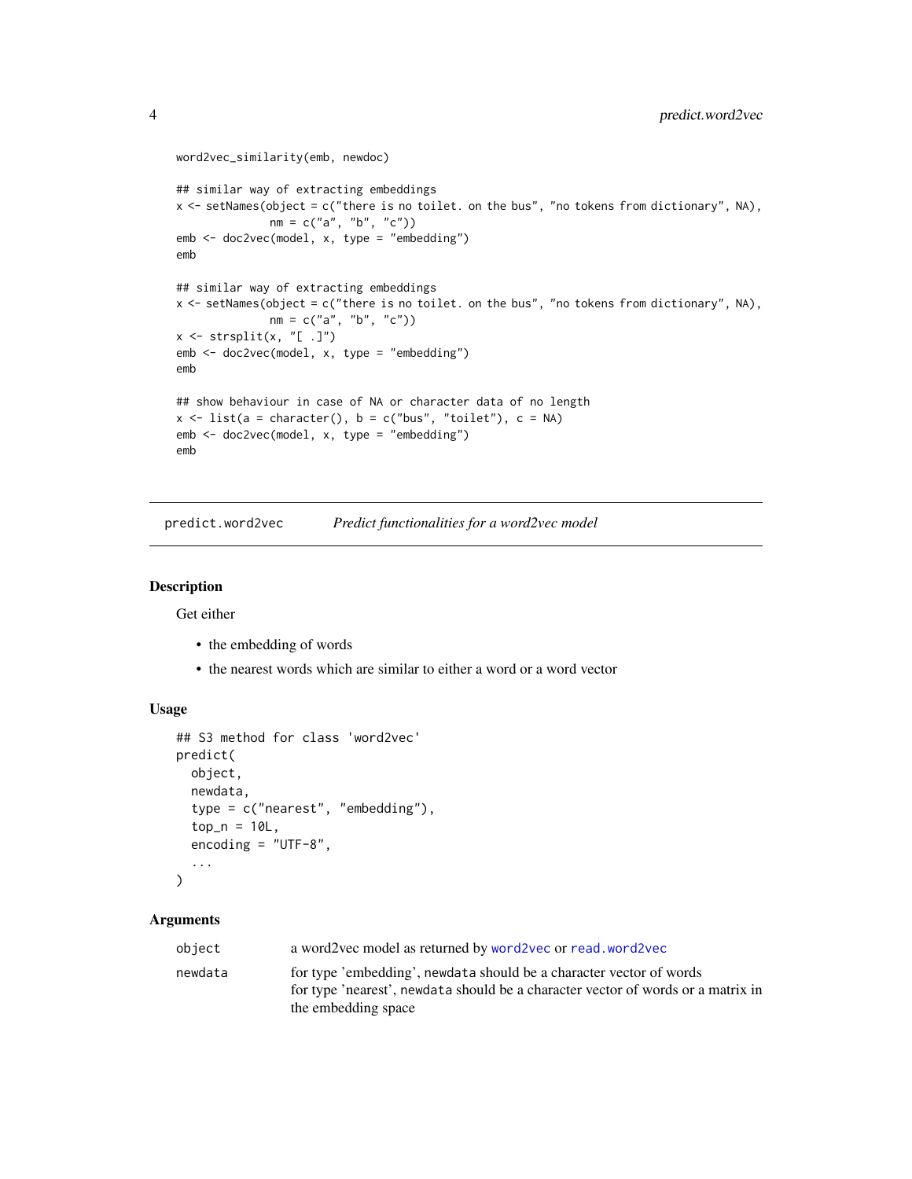```
word2vec_similarity(emb, newdoc)

## similar way of extracting embeddings
x <- setNames(object = c("there is no toilet. on the bus", "no tokens from dictionary", NA),
              nm = c("a", "b", "c"))
emb <- doc2vec(model, x, type = "embedding")
emb

## similar way of extracting embeddings
x <- setNames(object = c("there is no toilet. on the bus", "no tokens from dictionary", NA),
              nm = c("a", "b", "c"))
x <- strsplit(x, "[ .]")
emb <- doc2vec(model, x, type = "embedding")
emb

## show behaviour in case of NA or character data of no length
x <- list(a = character(), b = c("bus", "toilet"), c = NA)
emb <- doc2vec(model, x, type = "embedding")
emb
```

---

## predict.word2vec — *Predict functionalities for a word2vec model*

### Description

Get either

- the embedding of words
- the nearest words which are similar to either a word or a word vector

### Usage

```
## S3 method for class 'word2vec'
predict(
  object,
  newdata,
  type = c("nearest", "embedding"),
  top_n = 10L,
  encoding = "UTF-8",
  ...
)
```

### Arguments

| | |
|---|---|
| object | a word2vec model as returned by `word2vec` or `read.word2vec` |
| newdata | for type 'embedding', `newdata` should be a character vector of words<br>for type 'nearest', `newdata` should be a character vector of words or a matrix in the embedding space |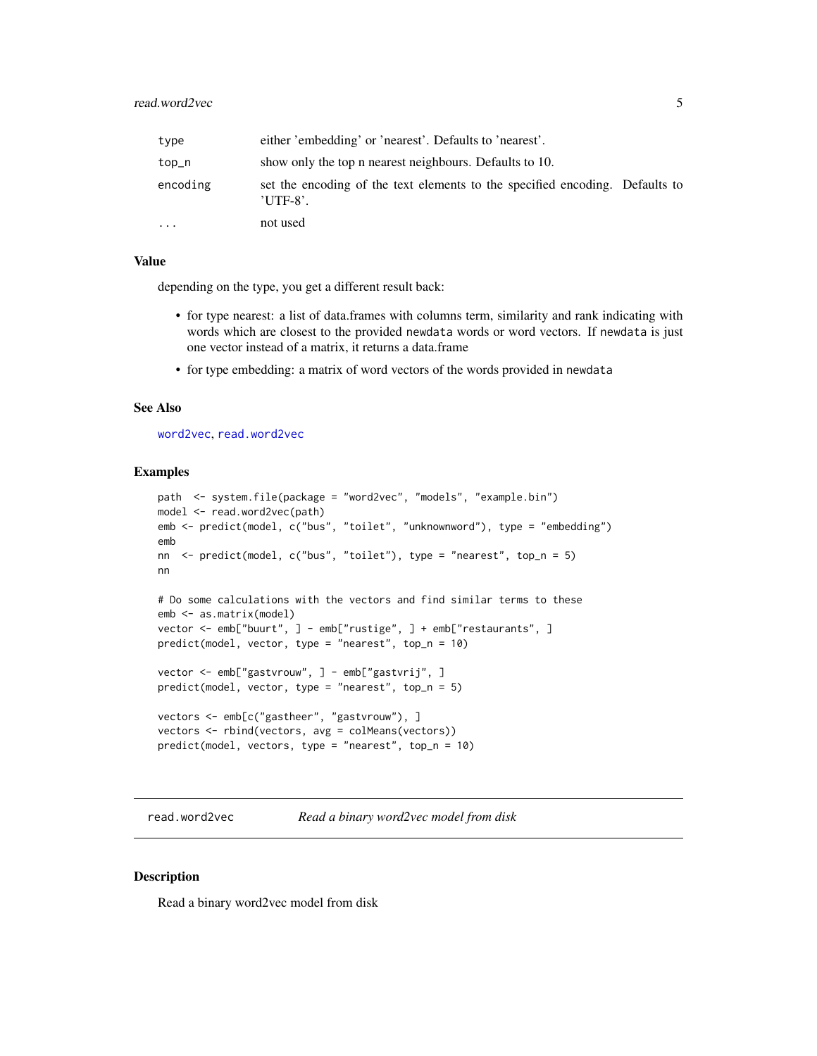| | |
|---|---|
| type | either 'embedding' or 'nearest'. Defaults to 'nearest'. |
| top_n | show only the top n nearest neighbours. Defaults to 10. |
| encoding | set the encoding of the text elements to the specified encoding. Defaults to 'UTF-8'. |
| ... | not used |

### Value

depending on the type, you get a different result back:

- for type nearest: a list of data.frames with columns term, similarity and rank indicating with words which are closest to the provided `newdata` words or word vectors. If `newdata` is just one vector instead of a matrix, it returns a data.frame
- for type embedding: a matrix of word vectors of the words provided in `newdata`

### See Also

`word2vec`, `read.word2vec`

### Examples

```
path  <- system.file(package = "word2vec", "models", "example.bin")
model <- read.word2vec(path)
emb <- predict(model, c("bus", "toilet", "unknownword"), type = "embedding")
emb
nn  <- predict(model, c("bus", "toilet"), type = "nearest", top_n = 5)
nn

# Do some calculations with the vectors and find similar terms to these
emb <- as.matrix(model)
vector <- emb["buurt", ] - emb["rustige", ] + emb["restaurants", ]
predict(model, vector, type = "nearest", top_n = 10)

vector <- emb["gastvrouw", ] - emb["gastvrij", ]
predict(model, vector, type = "nearest", top_n = 5)

vectors <- emb[c("gastheer", "gastvrouw"), ]
vectors <- rbind(vectors, avg = colMeans(vectors))
predict(model, vectors, type = "nearest", top_n = 10)
```

---

## read.word2vec — *Read a binary word2vec model from disk*

### Description

Read a binary word2vec model from disk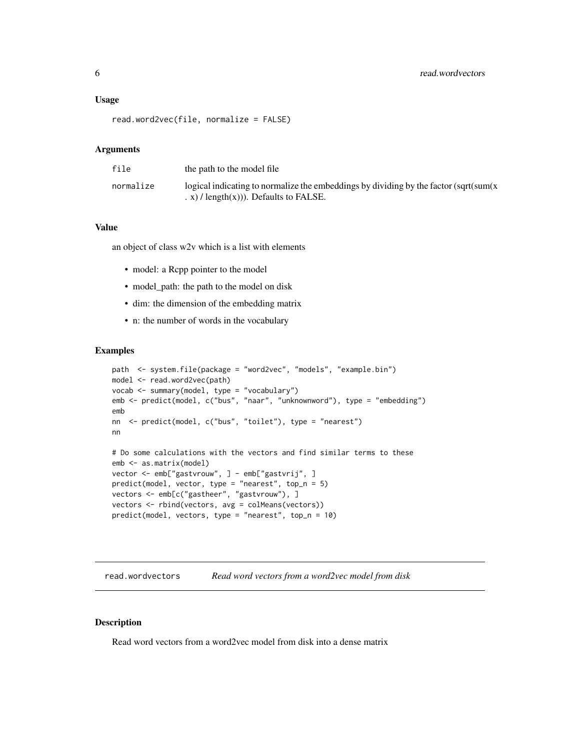### Usage

```
read.word2vec(file, normalize = FALSE)
```

### Arguments

| | |
|---|---|
| file | the path to the model file |
| normalize | logical indicating to normalize the embeddings by dividing by the factor (sqrt(sum(x . x) / length(x))). Defaults to FALSE. |

### Value

an object of class w2v which is a list with elements

- model: a Rcpp pointer to the model
- model_path: the path to the model on disk
- dim: the dimension of the embedding matrix
- n: the number of words in the vocabulary

### Examples

```
path  <- system.file(package = "word2vec", "models", "example.bin")
model <- read.word2vec(path)
vocab <- summary(model, type = "vocabulary")
emb <- predict(model, c("bus", "naar", "unknownword"), type = "embedding")
emb
nn  <- predict(model, c("bus", "toilet"), type = "nearest")
nn

# Do some calculations with the vectors and find similar terms to these
emb <- as.matrix(model)
vector <- emb["gastvrouw", ] - emb["gastvrij", ]
predict(model, vector, type = "nearest", top_n = 5)
vectors <- emb[c("gastheer", "gastvrouw"), ]
vectors <- rbind(vectors, avg = colMeans(vectors))
predict(model, vectors, type = "nearest", top_n = 10)
```

---

## read.wordvectors *Read word vectors from a word2vec model from disk*

### Description

Read word vectors from a word2vec model from disk into a dense matrix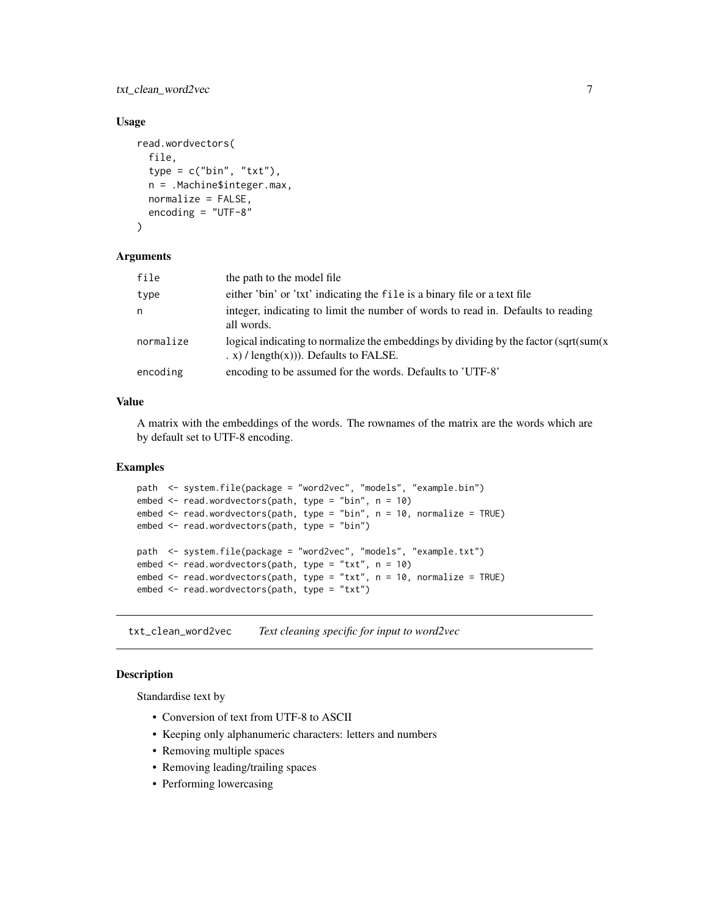### Usage

```
read.wordvectors(
  file,
  type = c("bin", "txt"),
  n = .Machine$integer.max,
  normalize = FALSE,
  encoding = "UTF-8"
)
```

### Arguments

| | |
|---|---|
| file | the path to the model file |
| type | either 'bin' or 'txt' indicating the `file` is a binary file or a text file |
| n | integer, indicating to limit the number of words to read in. Defaults to reading all words. |
| normalize | logical indicating to normalize the embeddings by dividing by the factor (sqrt(sum(x . x) / length(x))). Defaults to FALSE. |
| encoding | encoding to be assumed for the words. Defaults to 'UTF-8' |

### Value

A matrix with the embeddings of the words. The rownames of the matrix are the words which are by default set to UTF-8 encoding.

### Examples

```
path  <- system.file(package = "word2vec", "models", "example.bin")
embed <- read.wordvectors(path, type = "bin", n = 10)
embed <- read.wordvectors(path, type = "bin", n = 10, normalize = TRUE)
embed <- read.wordvectors(path, type = "bin")

path  <- system.file(package = "word2vec", "models", "example.txt")
embed <- read.wordvectors(path, type = "txt", n = 10)
embed <- read.wordvectors(path, type = "txt", n = 10, normalize = TRUE)
embed <- read.wordvectors(path, type = "txt")
```

---

## txt_clean_word2vec *Text cleaning specific for input to word2vec*

---

### Description

Standardise text by

- Conversion of text from UTF-8 to ASCII
- Keeping only alphanumeric characters: letters and numbers
- Removing multiple spaces
- Removing leading/trailing spaces
- Performing lowercasing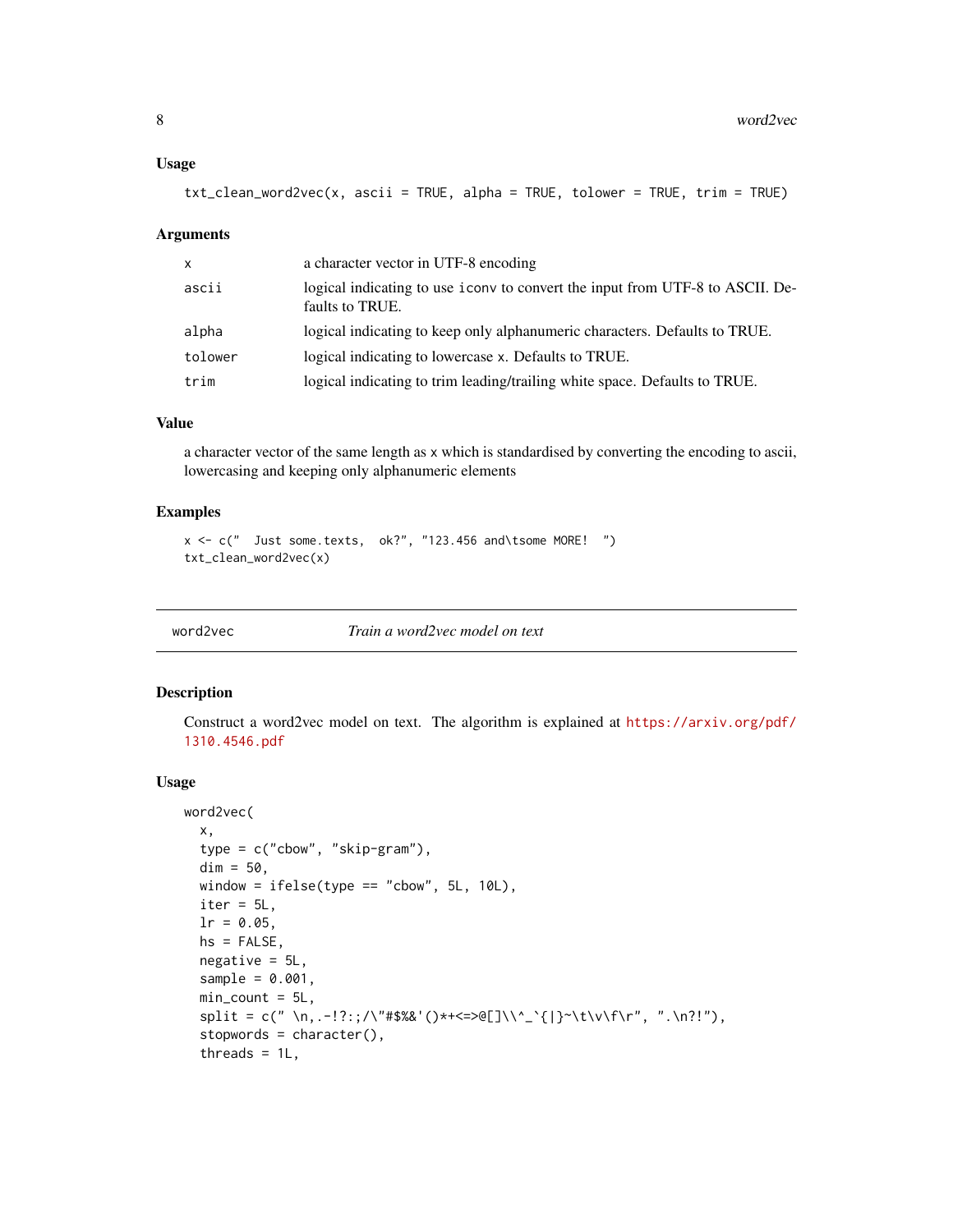### Usage

```
txt_clean_word2vec(x, ascii = TRUE, alpha = TRUE, tolower = TRUE, trim = TRUE)
```

### Arguments

| | |
|---|---|
| x | a character vector in UTF-8 encoding |
| ascii | logical indicating to use iconv to convert the input from UTF-8 to ASCII. Defaults to TRUE. |
| alpha | logical indicating to keep only alphanumeric characters. Defaults to TRUE. |
| tolower | logical indicating to lowercase x. Defaults to TRUE. |
| trim | logical indicating to trim leading/trailing white space. Defaults to TRUE. |

### Value

a character vector of the same length as x which is standardised by converting the encoding to ascii, lowercasing and keeping only alphanumeric elements

### Examples

```
x <- c("  Just some.texts,  ok?", "123.456 and\tsome MORE!  ")
txt_clean_word2vec(x)
```

---

## word2vec — *Train a word2vec model on text*

### Description

Construct a word2vec model on text. The algorithm is explained at https://arxiv.org/pdf/1310.4546.pdf

### Usage

```
word2vec(
  x,
  type = c("cbow", "skip-gram"),
  dim = 50,
  window = ifelse(type == "cbow", 5L, 10L),
  iter = 5L,
  lr = 0.05,
  hs = FALSE,
  negative = 5L,
  sample = 0.001,
  min_count = 5L,
  split = c(" \n,.-!?:;/\"#$%&'()*+<=>@[]\\^_`{|}~\t\v\f\r", ".\n?!"),
  stopwords = character(),
  threads = 1L,
```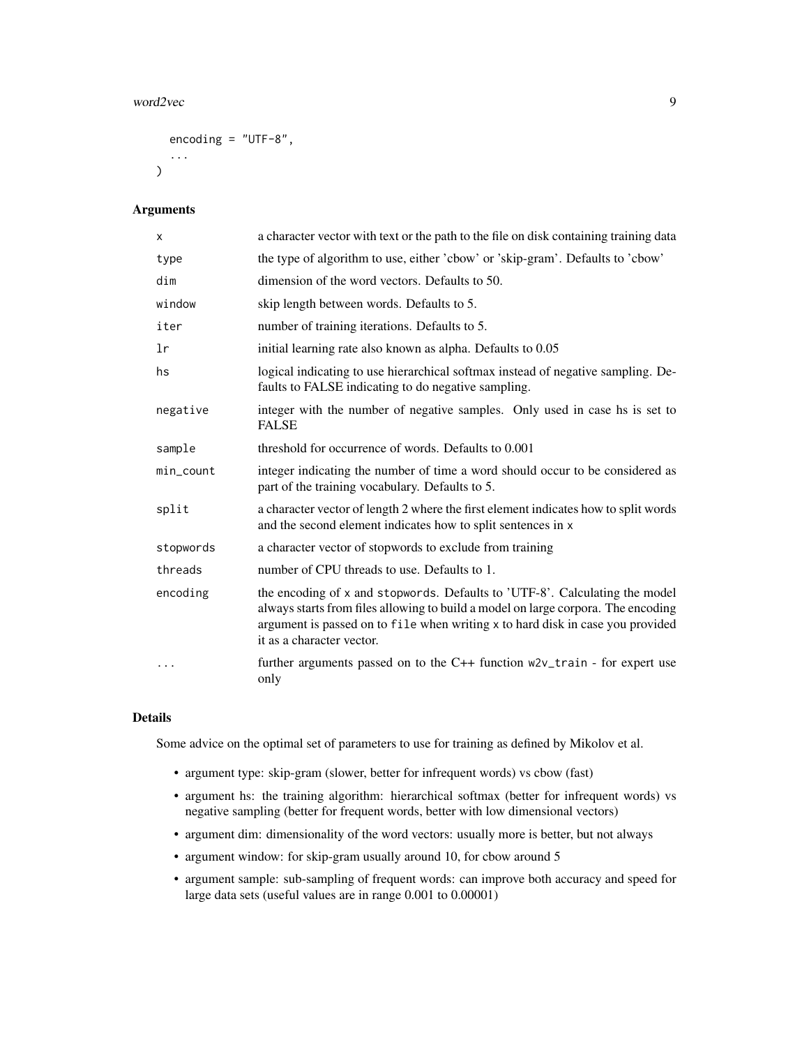```
  encoding = "UTF-8",
  ...
)
```

## Arguments

| Argument | Description |
|---|---|
| x | a character vector with text or the path to the file on disk containing training data |
| type | the type of algorithm to use, either 'cbow' or 'skip-gram'. Defaults to 'cbow' |
| dim | dimension of the word vectors. Defaults to 50. |
| window | skip length between words. Defaults to 5. |
| iter | number of training iterations. Defaults to 5. |
| lr | initial learning rate also known as alpha. Defaults to 0.05 |
| hs | logical indicating to use hierarchical softmax instead of negative sampling. Defaults to FALSE indicating to do negative sampling. |
| negative | integer with the number of negative samples. Only used in case hs is set to FALSE |
| sample | threshold for occurrence of words. Defaults to 0.001 |
| min_count | integer indicating the number of time a word should occur to be considered as part of the training vocabulary. Defaults to 5. |
| split | a character vector of length 2 where the first element indicates how to split words and the second element indicates how to split sentences in `x` |
| stopwords | a character vector of stopwords to exclude from training |
| threads | number of CPU threads to use. Defaults to 1. |
| encoding | the encoding of `x` and `stopwords`. Defaults to 'UTF-8'. Calculating the model always starts from files allowing to build a model on large corpora. The encoding argument is passed on to `file` when writing `x` to hard disk in case you provided it as a character vector. |
| ... | further arguments passed on to the C++ function `w2v_train` - for expert use only |

## Details

Some advice on the optimal set of parameters to use for training as defined by Mikolov et al.

- argument type: skip-gram (slower, better for infrequent words) vs cbow (fast)
- argument hs: the training algorithm: hierarchical softmax (better for infrequent words) vs negative sampling (better for frequent words, better with low dimensional vectors)
- argument dim: dimensionality of the word vectors: usually more is better, but not always
- argument window: for skip-gram usually around 10, for cbow around 5
- argument sample: sub-sampling of frequent words: can improve both accuracy and speed for large data sets (useful values are in range 0.001 to 0.00001)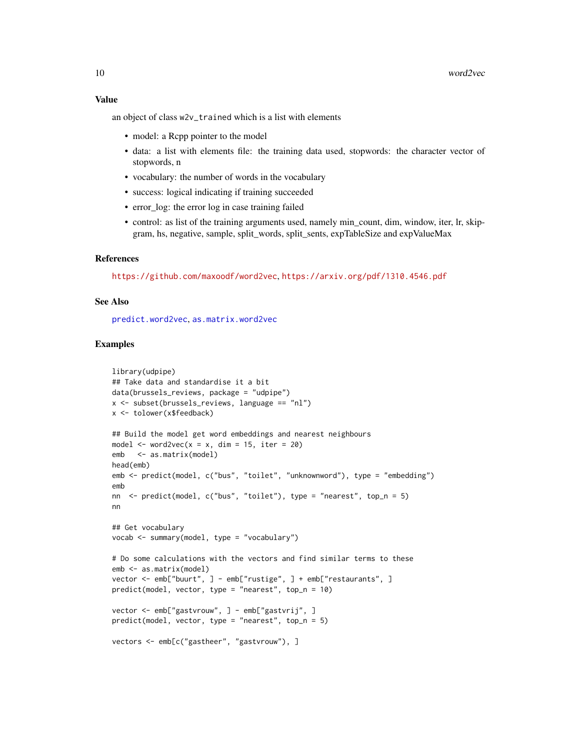## Value

an object of class `w2v_trained` which is a list with elements

- model: a Rcpp pointer to the model
- data: a list with elements file: the training data used, stopwords: the character vector of stopwords, n
- vocabulary: the number of words in the vocabulary
- success: logical indicating if training succeeded
- error_log: the error log in case training failed
- control: as list of the training arguments used, namely min_count, dim, window, iter, lr, skipgram, hs, negative, sample, split_words, split_sents, expTableSize and expValueMax

## References

https://github.com/maxoodf/word2vec, https://arxiv.org/pdf/1310.4546.pdf

## See Also

predict.word2vec, as.matrix.word2vec

## Examples

```
library(udpipe)
## Take data and standardise it a bit
data(brussels_reviews, package = "udpipe")
x <- subset(brussels_reviews, language == "nl")
x <- tolower(x$feedback)

## Build the model get word embeddings and nearest neighbours
model <- word2vec(x = x, dim = 15, iter = 20)
emb   <- as.matrix(model)
head(emb)
emb <- predict(model, c("bus", "toilet", "unknownword"), type = "embedding")
emb
nn  <- predict(model, c("bus", "toilet"), type = "nearest", top_n = 5)
nn

## Get vocabulary
vocab <- summary(model, type = "vocabulary")

# Do some calculations with the vectors and find similar terms to these
emb <- as.matrix(model)
vector <- emb["buurt", ] - emb["rustige", ] + emb["restaurants", ]
predict(model, vector, type = "nearest", top_n = 10)

vector <- emb["gastvrouw", ] - emb["gastvrij", ]
predict(model, vector, type = "nearest", top_n = 5)

vectors <- emb[c("gastheer", "gastvrouw"), ]
```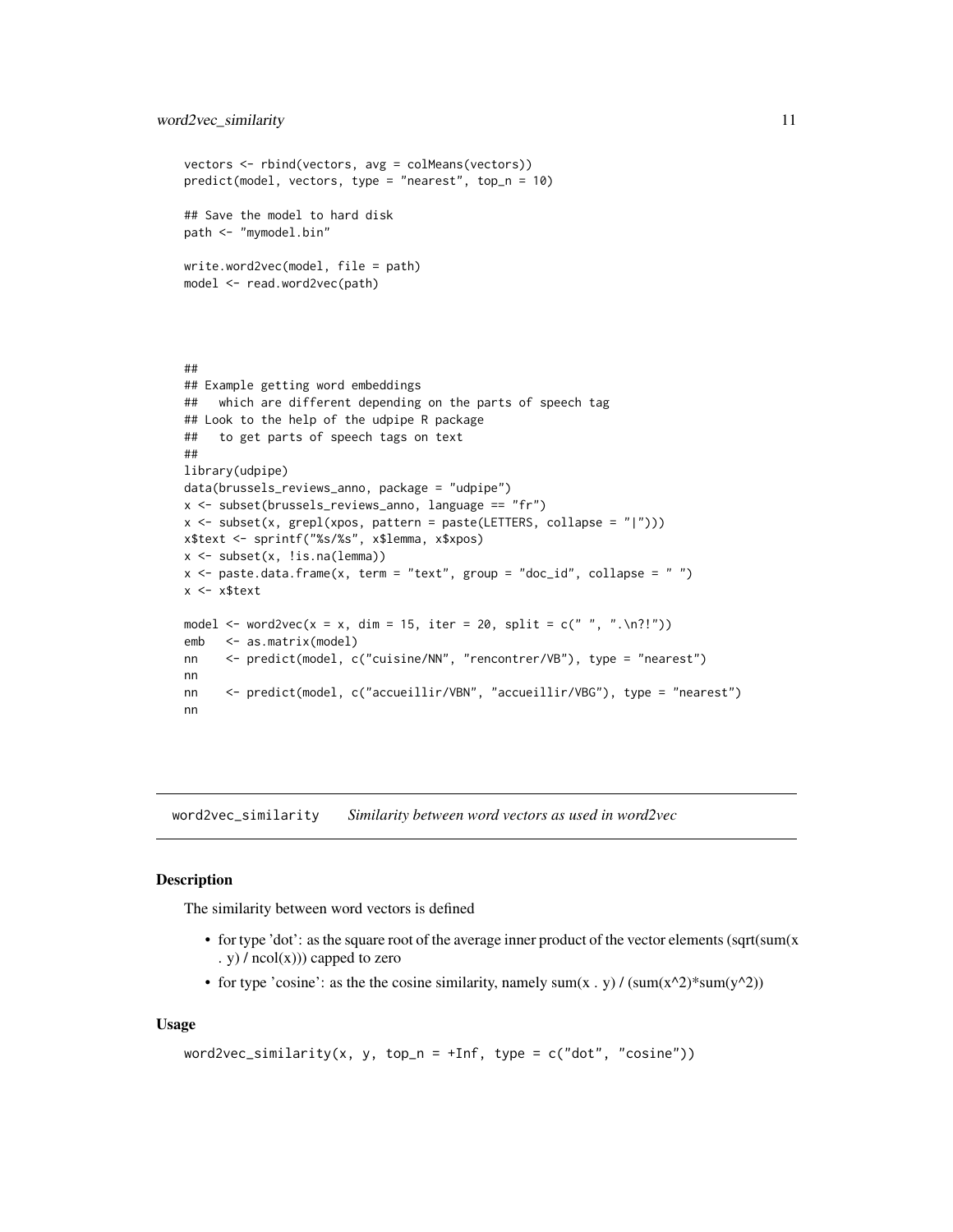```
vectors <- rbind(vectors, avg = colMeans(vectors))
predict(model, vectors, type = "nearest", top_n = 10)

## Save the model to hard disk
path <- "mymodel.bin"

write.word2vec(model, file = path)
model <- read.word2vec(path)




##
## Example getting word embeddings
##   which are different depending on the parts of speech tag
## Look to the help of the udpipe R package
##   to get parts of speech tags on text
##
library(udpipe)
data(brussels_reviews_anno, package = "udpipe")
x <- subset(brussels_reviews_anno, language == "fr")
x <- subset(x, grepl(xpos, pattern = paste(LETTERS, collapse = "|")))
x$text <- sprintf("%s/%s", x$lemma, x$xpos)
x <- subset(x, !is.na(lemma))
x <- paste.data.frame(x, term = "text", group = "doc_id", collapse = " ")
x <- x$text

model <- word2vec(x = x, dim = 15, iter = 20, split = c(" ", ".\n?!"))
emb   <- as.matrix(model)
nn    <- predict(model, c("cuisine/NN", "rencontrer/VB"), type = "nearest")
nn
nn    <- predict(model, c("accueillir/VBN", "accueillir/VBG"), type = "nearest")
nn
```

## word2vec_similarity — *Similarity between word vectors as used in word2vec*

### Description

The similarity between word vectors is defined

- for type 'dot': as the square root of the average inner product of the vector elements (sqrt(sum(x . y) / ncol(x))) capped to zero
- for type 'cosine': as the the cosine similarity, namely sum(x . y) / (sum(x^2)*sum(y^2))

### Usage

```
word2vec_similarity(x, y, top_n = +Inf, type = c("dot", "cosine"))
```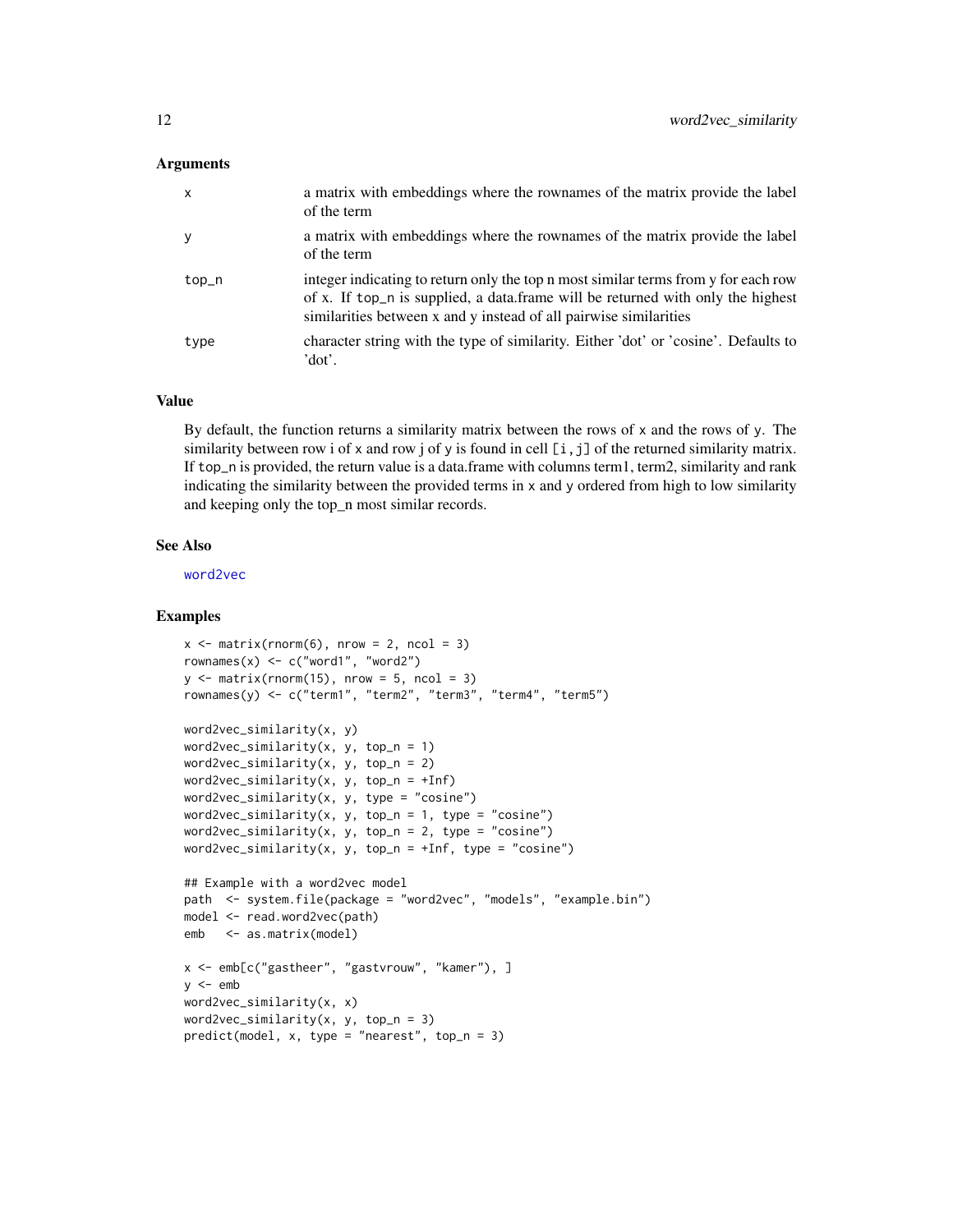### Arguments

| | |
|---|---|
| x | a matrix with embeddings where the rownames of the matrix provide the label of the term |
| y | a matrix with embeddings where the rownames of the matrix provide the label of the term |
| top_n | integer indicating to return only the top n most similar terms from y for each row of x. If top_n is supplied, a data.frame will be returned with only the highest similarities between x and y instead of all pairwise similarities |
| type | character string with the type of similarity. Either 'dot' or 'cosine'. Defaults to 'dot'. |

### Value

By default, the function returns a similarity matrix between the rows of x and the rows of y. The similarity between row i of x and row j of y is found in cell [i,j] of the returned similarity matrix. If top_n is provided, the return value is a data.frame with columns term1, term2, similarity and rank indicating the similarity between the provided terms in x and y ordered from high to low similarity and keeping only the top_n most similar records.

### See Also

word2vec

### Examples

```
x <- matrix(rnorm(6), nrow = 2, ncol = 3)
rownames(x) <- c("word1", "word2")
y <- matrix(rnorm(15), nrow = 5, ncol = 3)
rownames(y) <- c("term1", "term2", "term3", "term4", "term5")

word2vec_similarity(x, y)
word2vec_similarity(x, y, top_n = 1)
word2vec_similarity(x, y, top_n = 2)
word2vec_similarity(x, y, top_n = +Inf)
word2vec_similarity(x, y, type = "cosine")
word2vec_similarity(x, y, top_n = 1, type = "cosine")
word2vec_similarity(x, y, top_n = 2, type = "cosine")
word2vec_similarity(x, y, top_n = +Inf, type = "cosine")

## Example with a word2vec model
path  <- system.file(package = "word2vec", "models", "example.bin")
model <- read.word2vec(path)
emb   <- as.matrix(model)

x <- emb[c("gastheer", "gastvrouw", "kamer"), ]
y <- emb
word2vec_similarity(x, x)
word2vec_similarity(x, y, top_n = 3)
predict(model, x, type = "nearest", top_n = 3)
```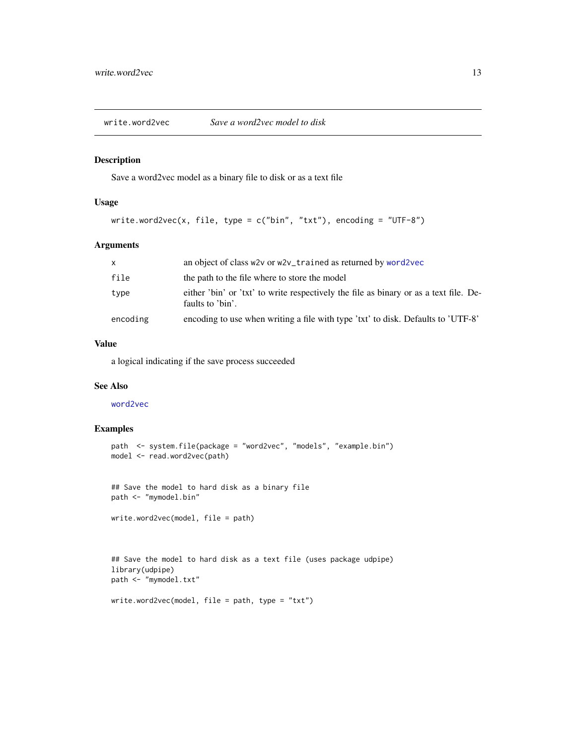# write.word2vec — *Save a word2vec model to disk*

## Description

Save a word2vec model as a binary file to disk or as a text file

## Usage

```
write.word2vec(x, file, type = c("bin", "txt"), encoding = "UTF-8")
```

## Arguments

| | |
|---|---|
| `x` | an object of class `w2v` or `w2v_trained` as returned by `word2vec` |
| `file` | the path to the file where to store the model |
| `type` | either 'bin' or 'txt' to write respectively the file as binary or as a text file. Defaults to 'bin'. |
| `encoding` | encoding to use when writing a file with type 'txt' to disk. Defaults to 'UTF-8' |

## Value

a logical indicating if the save process succeeded

## See Also

`word2vec`

## Examples

```
path  <- system.file(package = "word2vec", "models", "example.bin")
model <- read.word2vec(path)


## Save the model to hard disk as a binary file
path <- "mymodel.bin"

write.word2vec(model, file = path)



## Save the model to hard disk as a text file (uses package udpipe)
library(udpipe)
path <- "mymodel.txt"

write.word2vec(model, file = path, type = "txt")
```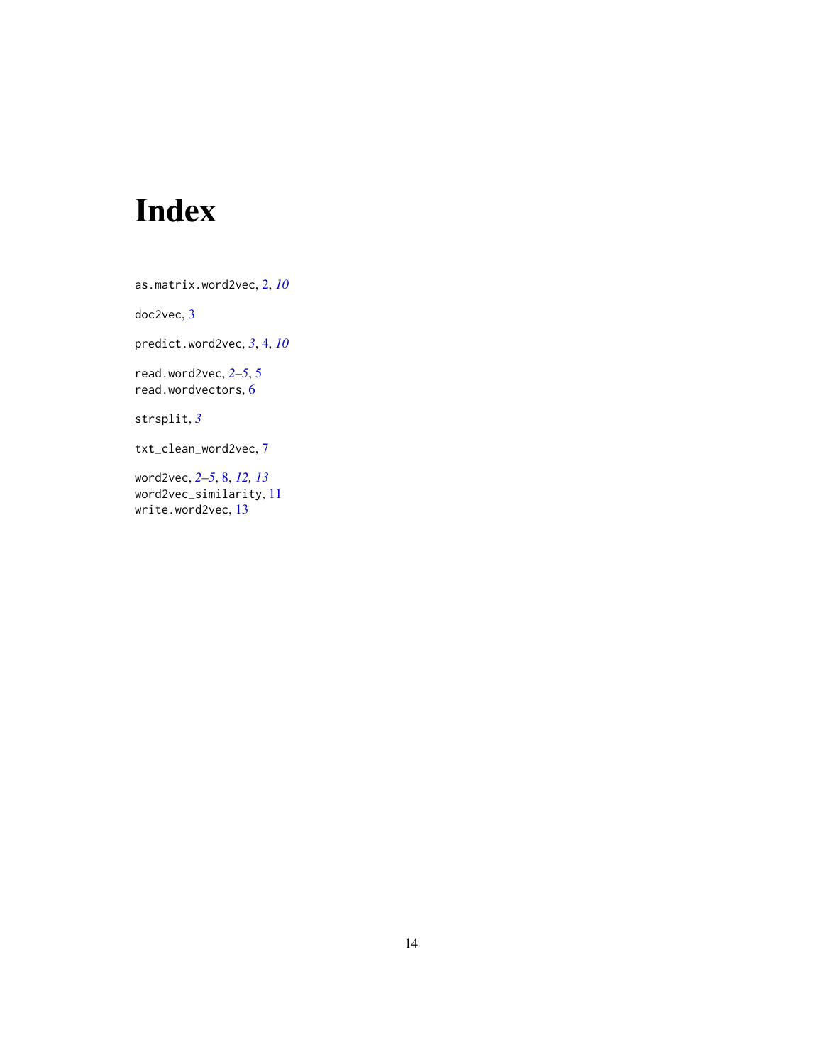# Index

as.matrix.word2vec, 2, *10*

doc2vec, 3

predict.word2vec, *3*, 4, *10*

read.word2vec, *2–5*, 5
read.wordvectors, 6

strsplit, *3*

txt_clean_word2vec, 7

word2vec, *2–5*, 8, *12, 13*
word2vec_similarity, 11
write.word2vec, 13